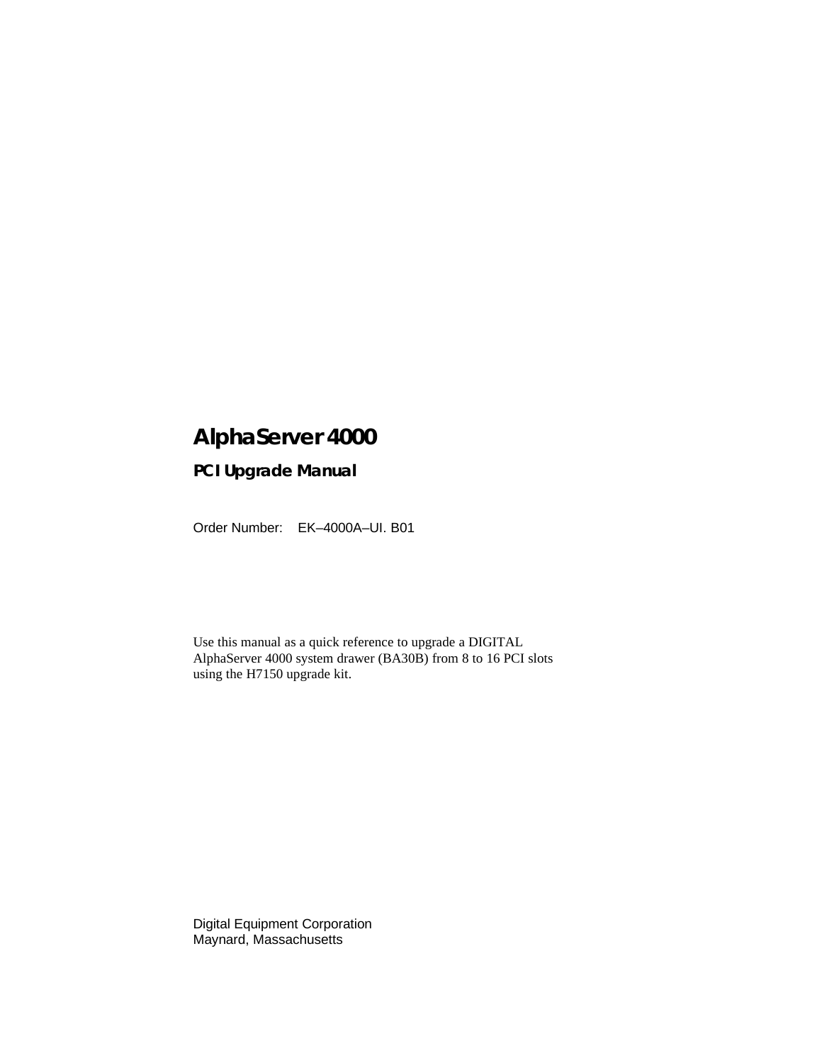# AlphaServer 4000

## PCI Upgrade Manual

Order Number: EK–4000A–UI. B01

Use this manual as a quick reference to upgrade a DIGITAL AlphaServer 4000 system drawer (BA30B) from 8 to 16 PCI slots using the H7150 upgrade kit.

Digital Equipment Corporation
Maynard, Massachusetts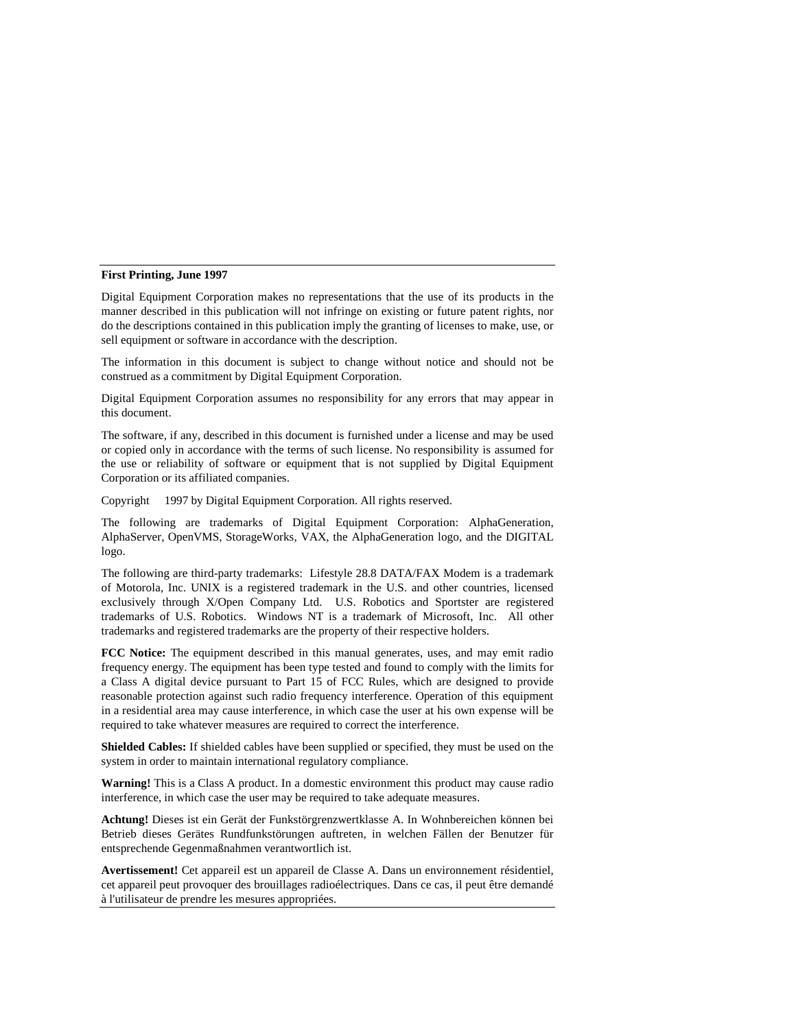**First Printing, June 1997**

Digital Equipment Corporation makes no representations that the use of its products in the manner described in this publication will not infringe on existing or future patent rights, nor do the descriptions contained in this publication imply the granting of licenses to make, use, or sell equipment or software in accordance with the description.

The information in this document is subject to change without notice and should not be construed as a commitment by Digital Equipment Corporation.

Digital Equipment Corporation assumes no responsibility for any errors that may appear in this document.

The software, if any, described in this document is furnished under a license and may be used or copied only in accordance with the terms of such license. No responsibility is assumed for the use or reliability of software or equipment that is not supplied by Digital Equipment Corporation or its affiliated companies.

Copyright 1997 by Digital Equipment Corporation. All rights reserved.

The following are trademarks of Digital Equipment Corporation: AlphaGeneration, AlphaServer, OpenVMS, StorageWorks, VAX, the AlphaGeneration logo, and the DIGITAL logo.

The following are third-party trademarks: Lifestyle 28.8 DATA/FAX Modem is a trademark of Motorola, Inc. UNIX is a registered trademark in the U.S. and other countries, licensed exclusively through X/Open Company Ltd. U.S. Robotics and Sportster are registered trademarks of U.S. Robotics. Windows NT is a trademark of Microsoft, Inc. All other trademarks and registered trademarks are the property of their respective holders.

**FCC Notice:** The equipment described in this manual generates, uses, and may emit radio frequency energy. The equipment has been type tested and found to comply with the limits for a Class A digital device pursuant to Part 15 of FCC Rules, which are designed to provide reasonable protection against such radio frequency interference. Operation of this equipment in a residential area may cause interference, in which case the user at his own expense will be required to take whatever measures are required to correct the interference.

**Shielded Cables:** If shielded cables have been supplied or specified, they must be used on the system in order to maintain international regulatory compliance.

**Warning!** This is a Class A product. In a domestic environment this product may cause radio interference, in which case the user may be required to take adequate measures.

**Achtung!** Dieses ist ein Gerät der Funkstörgrenzwertklasse A. In Wohnbereichen können bei Betrieb dieses Gerätes Rundfunkstörungen auftreten, in welchen Fällen der Benutzer für entsprechende Gegenmaßnahmen verantwortlich ist.

**Avertissement!** Cet appareil est un appareil de Classe A. Dans un environnement résidentiel, cet appareil peut provoquer des brouillages radioélectriques. Dans ce cas, il peut être demandé à l'utilisateur de prendre les mesures appropriées.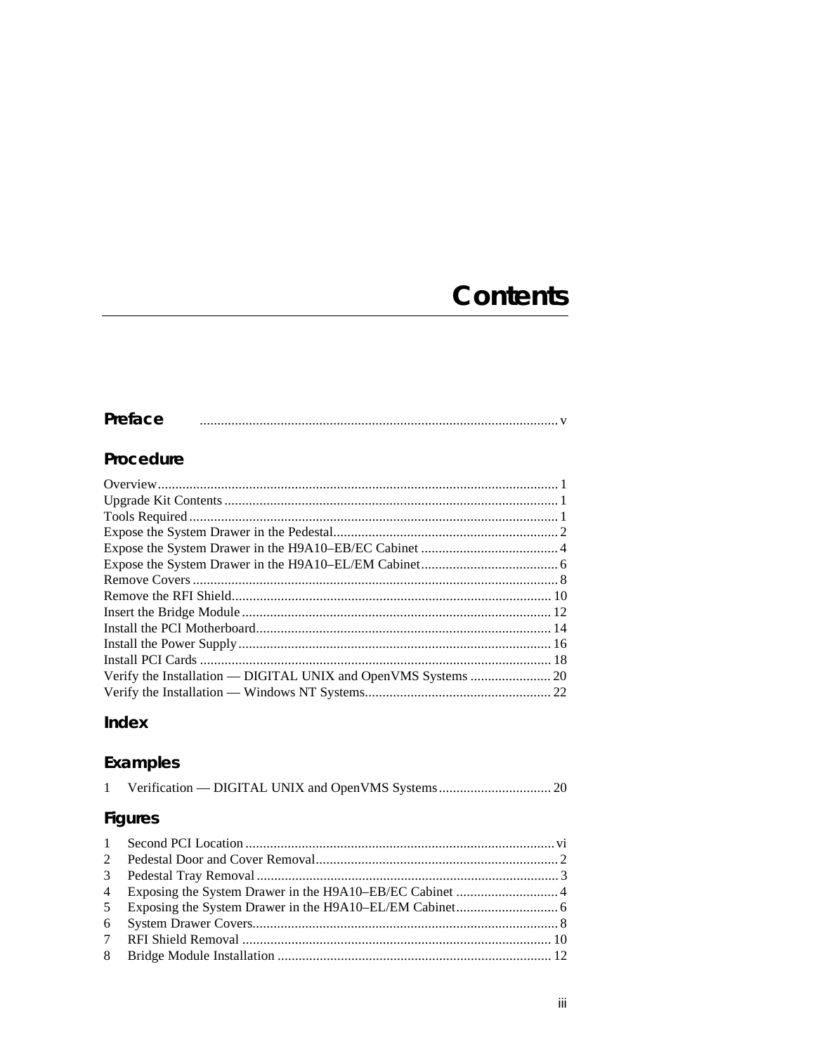# Contents

## Preface .......... v

## Procedure

Overview .......... 1
Upgrade Kit Contents .......... 1
Tools Required .......... 1
Expose the System Drawer in the Pedestal .......... 2
Expose the System Drawer in the H9A10–EB/EC Cabinet .......... 4
Expose the System Drawer in the H9A10–EL/EM Cabinet .......... 6
Remove Covers .......... 8
Remove the RFI Shield .......... 10
Insert the Bridge Module .......... 12
Install the PCI Motherboard .......... 14
Install the Power Supply .......... 16
Install PCI Cards .......... 18
Verify the Installation — DIGITAL UNIX and OpenVMS Systems .......... 20
Verify the Installation — Windows NT Systems .......... 22

## Index

## Examples

1 Verification — DIGITAL UNIX and OpenVMS Systems .......... 20

## Figures

1 Second PCI Location .......... vi
2 Pedestal Door and Cover Removal .......... 2
3 Pedestal Tray Removal .......... 3
4 Exposing the System Drawer in the H9A10–EB/EC Cabinet .......... 4
5 Exposing the System Drawer in the H9A10–EL/EM Cabinet .......... 6
6 System Drawer Covers .......... 8
7 RFI Shield Removal .......... 10
8 Bridge Module Installation .......... 12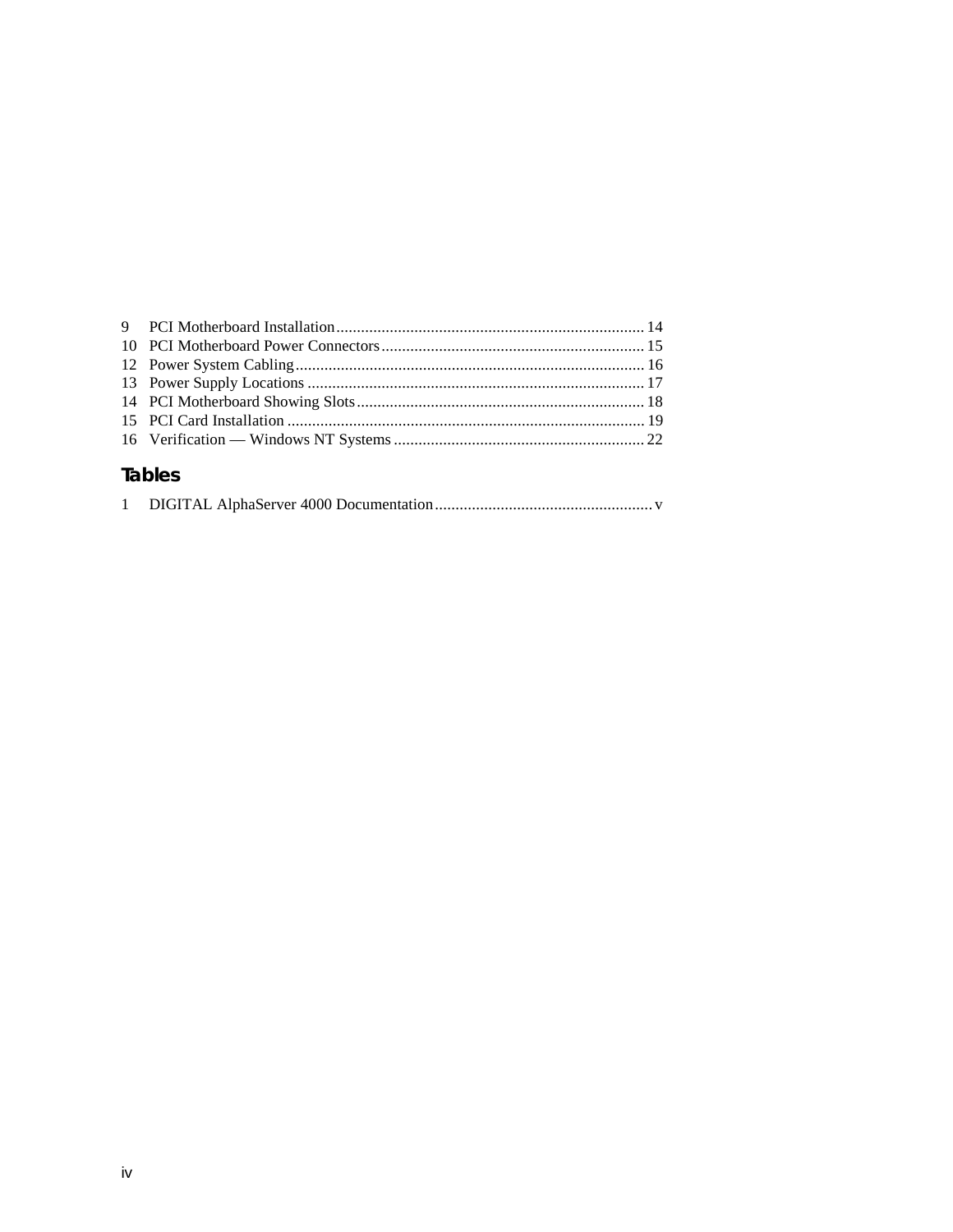9 PCI Motherboard Installation........................................................................... 14
10 PCI Motherboard Power Connectors................................................................ 15
12 Power System Cabling..................................................................................... 16
13 Power Supply Locations .................................................................................. 17
14 PCI Motherboard Showing Slots...................................................................... 18
15 PCI Card Installation ....................................................................................... 19
16 Verification — Windows NT Systems............................................................. 22

## Tables

1 DIGITAL AlphaServer 4000 Documentation..................................................... v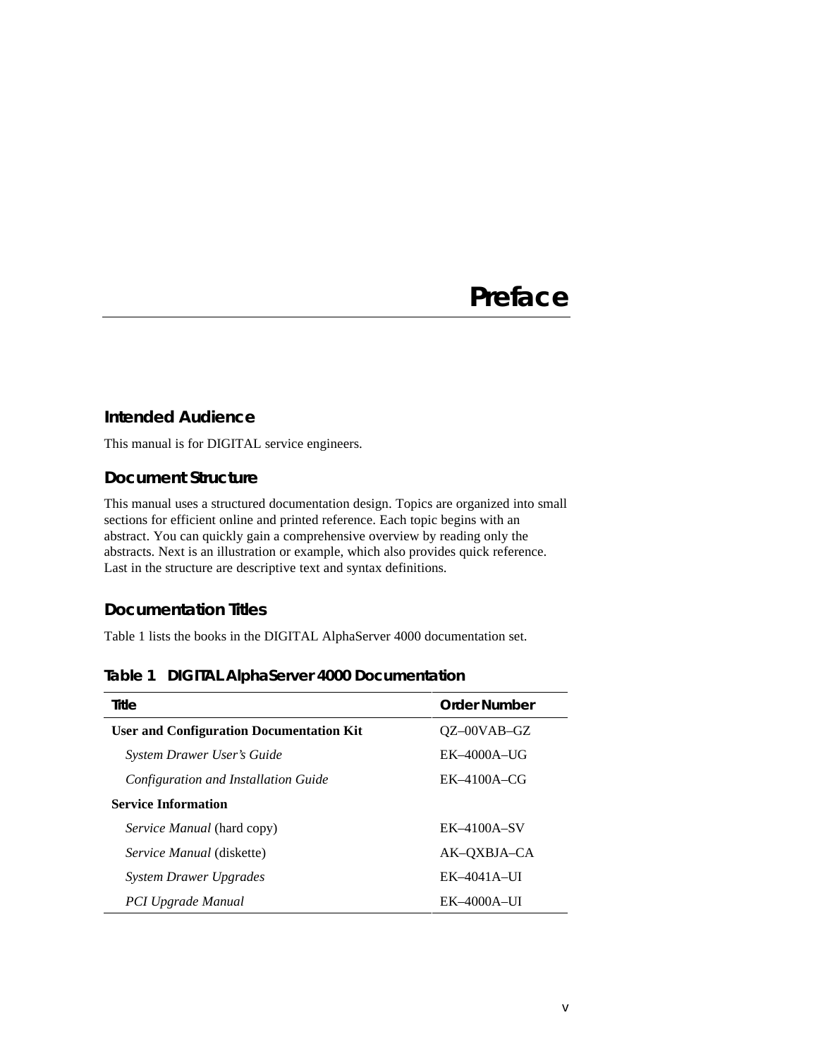# Preface

## Intended Audience

This manual is for DIGITAL service engineers.

## Document Structure

This manual uses a structured documentation design. Topics are organized into small sections for efficient online and printed reference. Each topic begins with an abstract. You can quickly gain a comprehensive overview by reading only the abstracts. Next is an illustration or example, which also provides quick reference. Last in the structure are descriptive text and syntax definitions.

## Documentation Titles

Table 1 lists the books in the DIGITAL AlphaServer 4000 documentation set.

**Table 1 DIGITAL AlphaServer 4000 Documentation**

| Title | Order Number |
|---|---|
| **User and Configuration Documentation Kit** | QZ–00VAB–GZ |
| *System Drawer User's Guide* | EK–4000A–UG |
| *Configuration and Installation Guide* | EK–4100A–CG |
| **Service Information** | |
| *Service Manual* (hard copy) | EK–4100A–SV |
| *Service Manual* (diskette) | AK–QXBJA–CA |
| *System Drawer Upgrades* | EK–4041A–UI |
| *PCI Upgrade Manual* | EK–4000A–UI |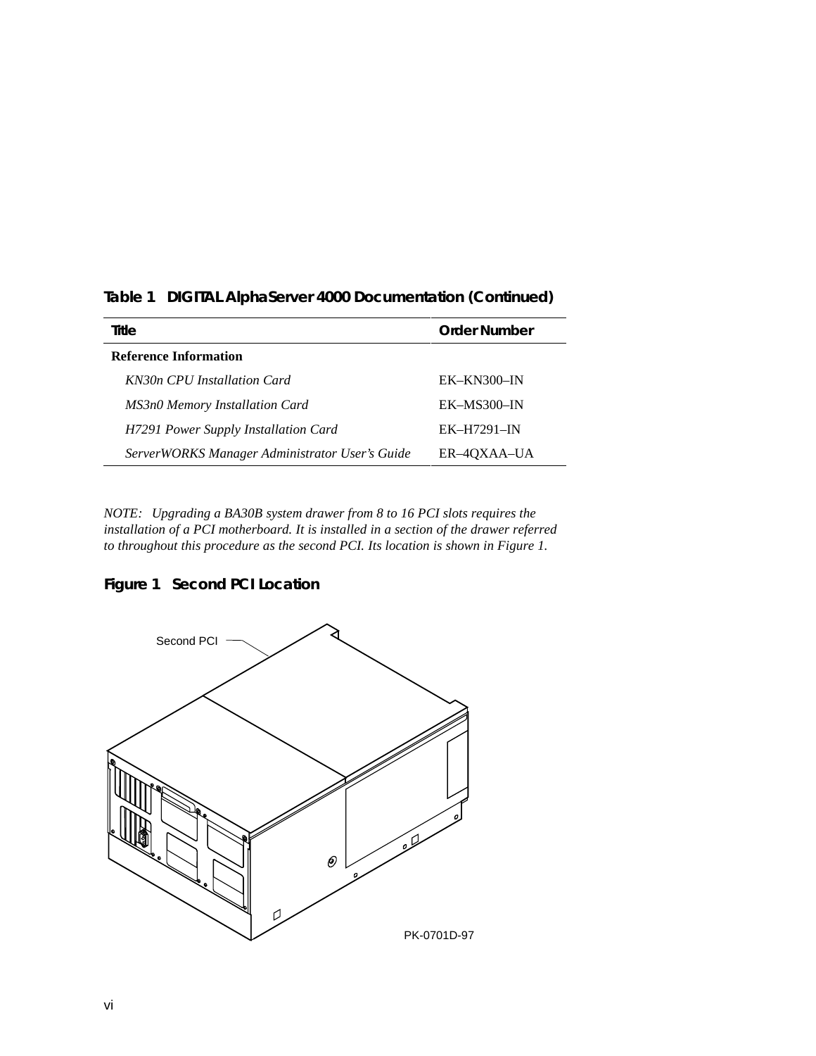**Table 1 DIGITAL AlphaServer 4000 Documentation (Continued)**

| Title | Order Number |
|---|---|
| **Reference Information** | |
| *KN30n CPU Installation Card* | EK–KN300–IN |
| *MS3n0 Memory Installation Card* | EK–MS300–IN |
| *H7291 Power Supply Installation Card* | EK–H7291–IN |
| *ServerWORKS Manager Administrator User's Guide* | ER–4QXAA–UA |

*NOTE: Upgrading a BA30B system drawer from 8 to 16 PCI slots requires the installation of a PCI motherboard. It is installed in a section of the drawer referred to throughout this procedure as the second PCI. Its location is shown in Figure 1.*

**Figure 1 Second PCI Location**

Second PCI

PK-0701D-97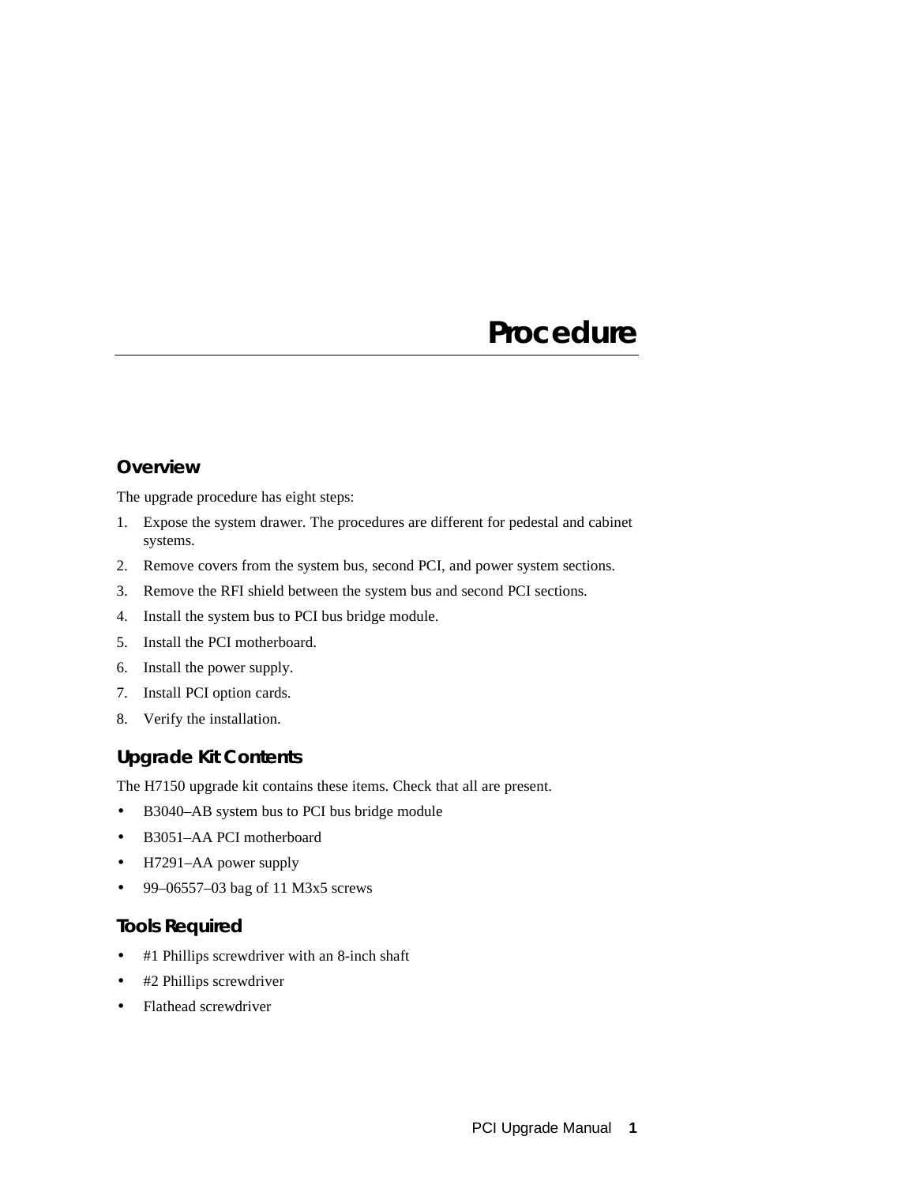# Procedure

## Overview

The upgrade procedure has eight steps:

1. Expose the system drawer. The procedures are different for pedestal and cabinet systems.
2. Remove covers from the system bus, second PCI, and power system sections.
3. Remove the RFI shield between the system bus and second PCI sections.
4. Install the system bus to PCI bus bridge module.
5. Install the PCI motherboard.
6. Install the power supply.
7. Install PCI option cards.
8. Verify the installation.

## Upgrade Kit Contents

The H7150 upgrade kit contains these items. Check that all are present.

- B3040–AB system bus to PCI bus bridge module
- B3051–AA PCI motherboard
- H7291–AA power supply
- 99–06557–03 bag of 11 M3x5 screws

## Tools Required

- #1 Phillips screwdriver with an 8-inch shaft
- #2 Phillips screwdriver
- Flathead screwdriver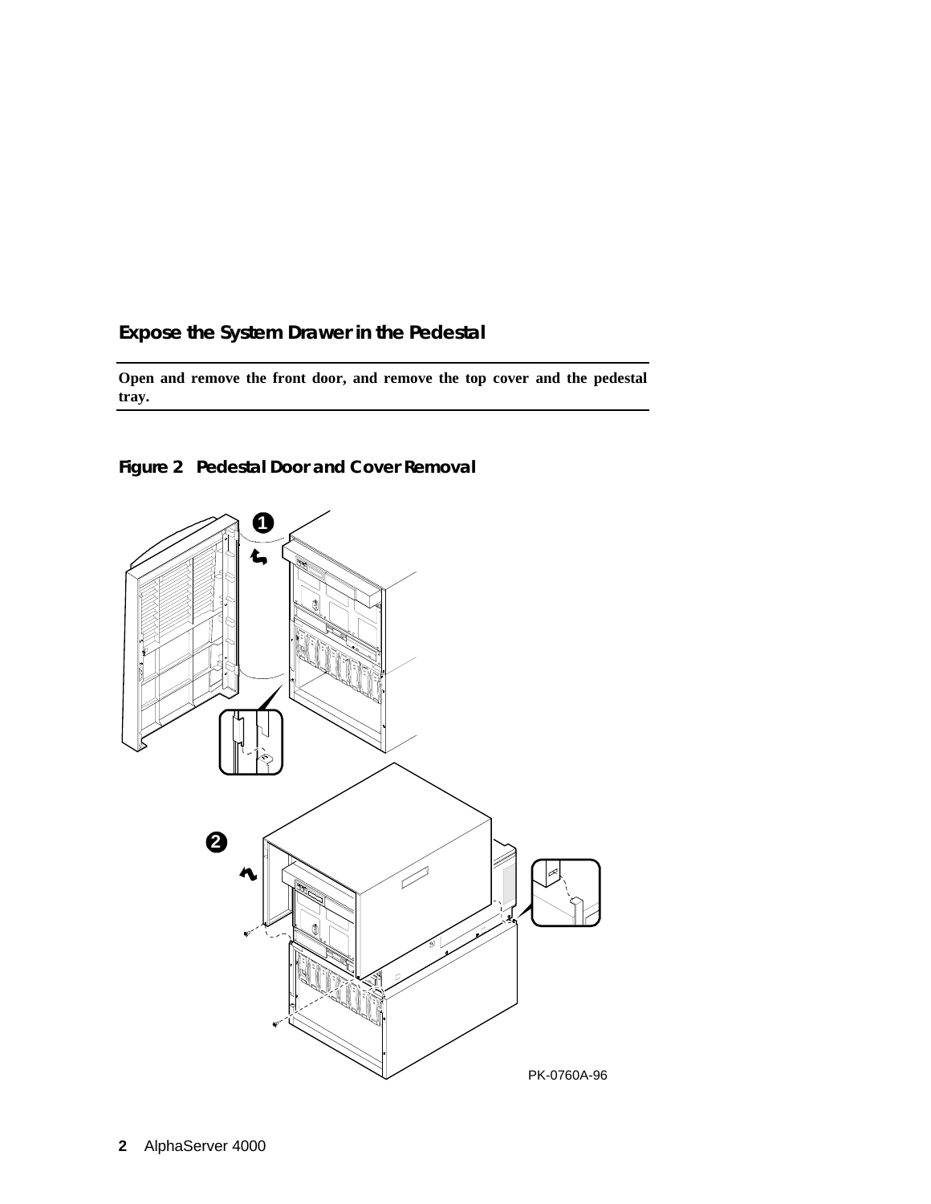## Expose the System Drawer in the Pedestal

**Open and remove the front door, and remove the top cover and the pedestal tray.**

**Figure 2 Pedestal Door and Cover Removal**

PK-0760A-96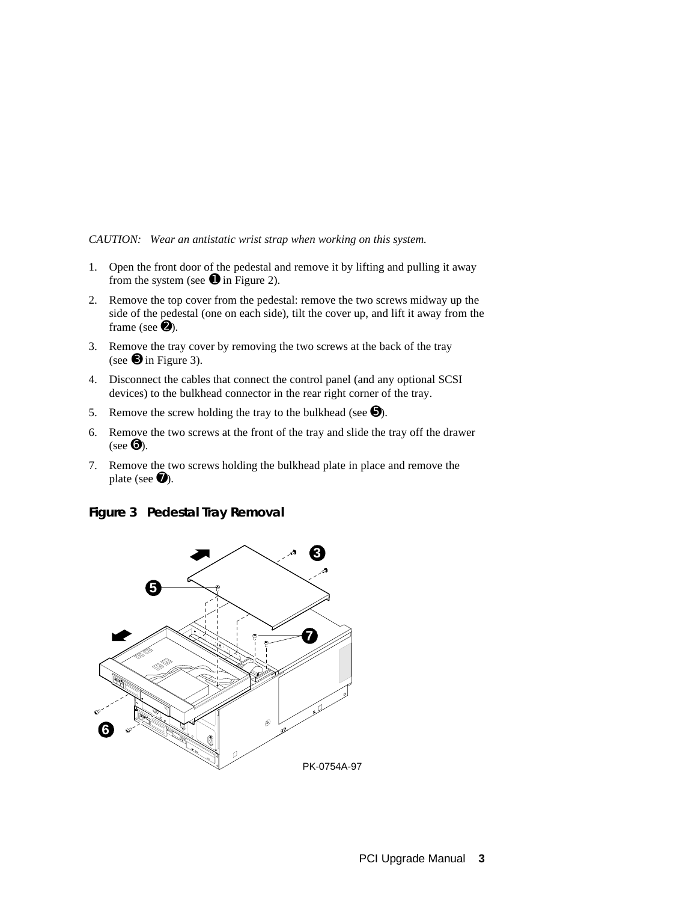*CAUTION: Wear an antistatic wrist strap when working on this system.*

1. Open the front door of the pedestal and remove it by lifting and pulling it away from the system (see ➊ in Figure 2).
2. Remove the top cover from the pedestal: remove the two screws midway up the side of the pedestal (one on each side), tilt the cover up, and lift it away from the frame (see ➋).
3. Remove the tray cover by removing the two screws at the back of the tray (see ➌ in Figure 3).
4. Disconnect the cables that connect the control panel (and any optional SCSI devices) to the bulkhead connector in the rear right corner of the tray.
5. Remove the screw holding the tray to the bulkhead (see ➎).
6. Remove the two screws at the front of the tray and slide the tray off the drawer (see ➏).
7. Remove the two screws holding the bulkhead plate in place and remove the plate (see ➐).

**Figure 3 Pedestal Tray Removal**

PK-0754A-97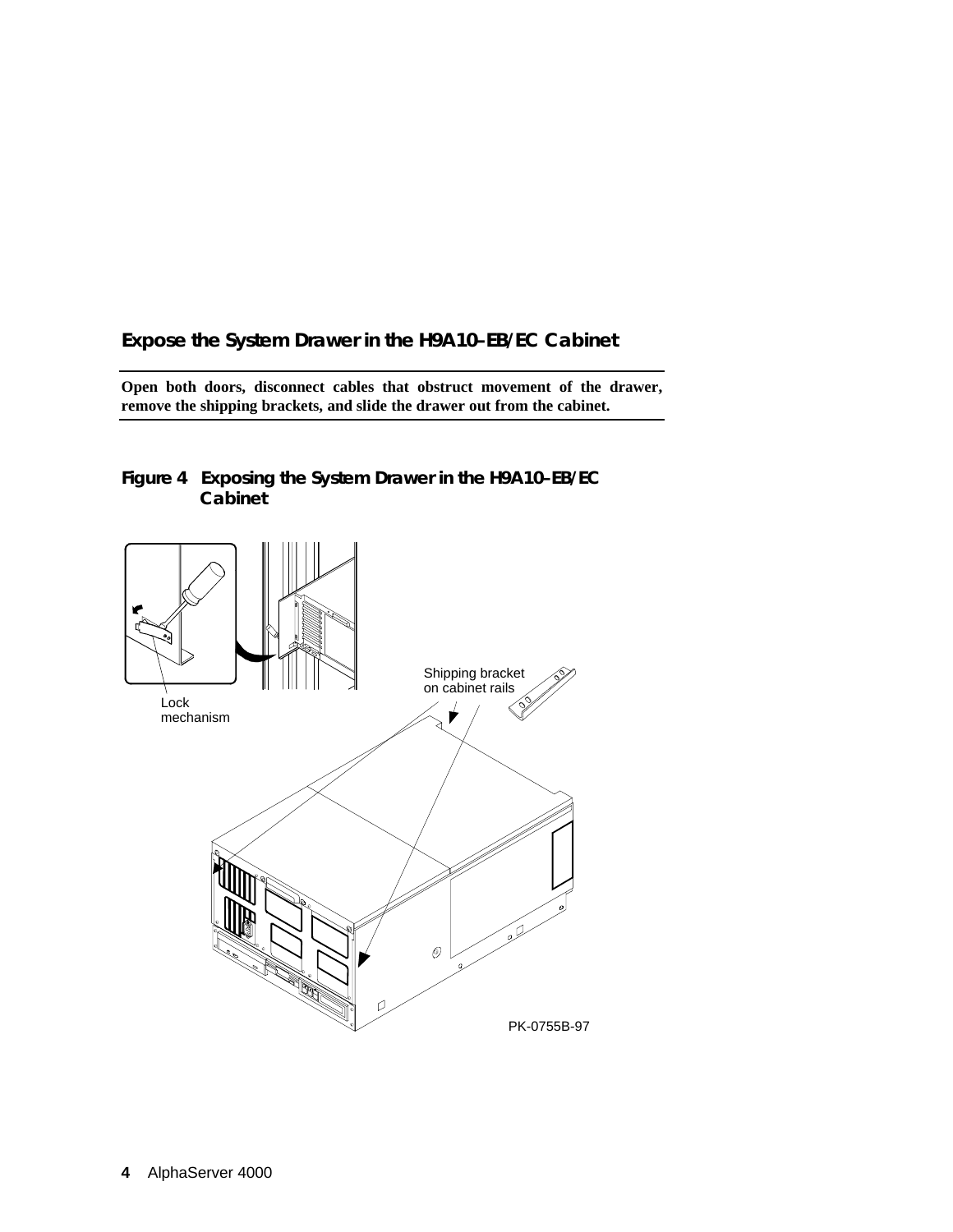## Expose the System Drawer in the H9A10–EB/EC Cabinet

**Open both doors, disconnect cables that obstruct movement of the drawer, remove the shipping brackets, and slide the drawer out from the cabinet.**

### Figure 4 Exposing the System Drawer in the H9A10–EB/EC Cabinet

Lock mechanism

Shipping bracket on cabinet rails

PK-0755B-97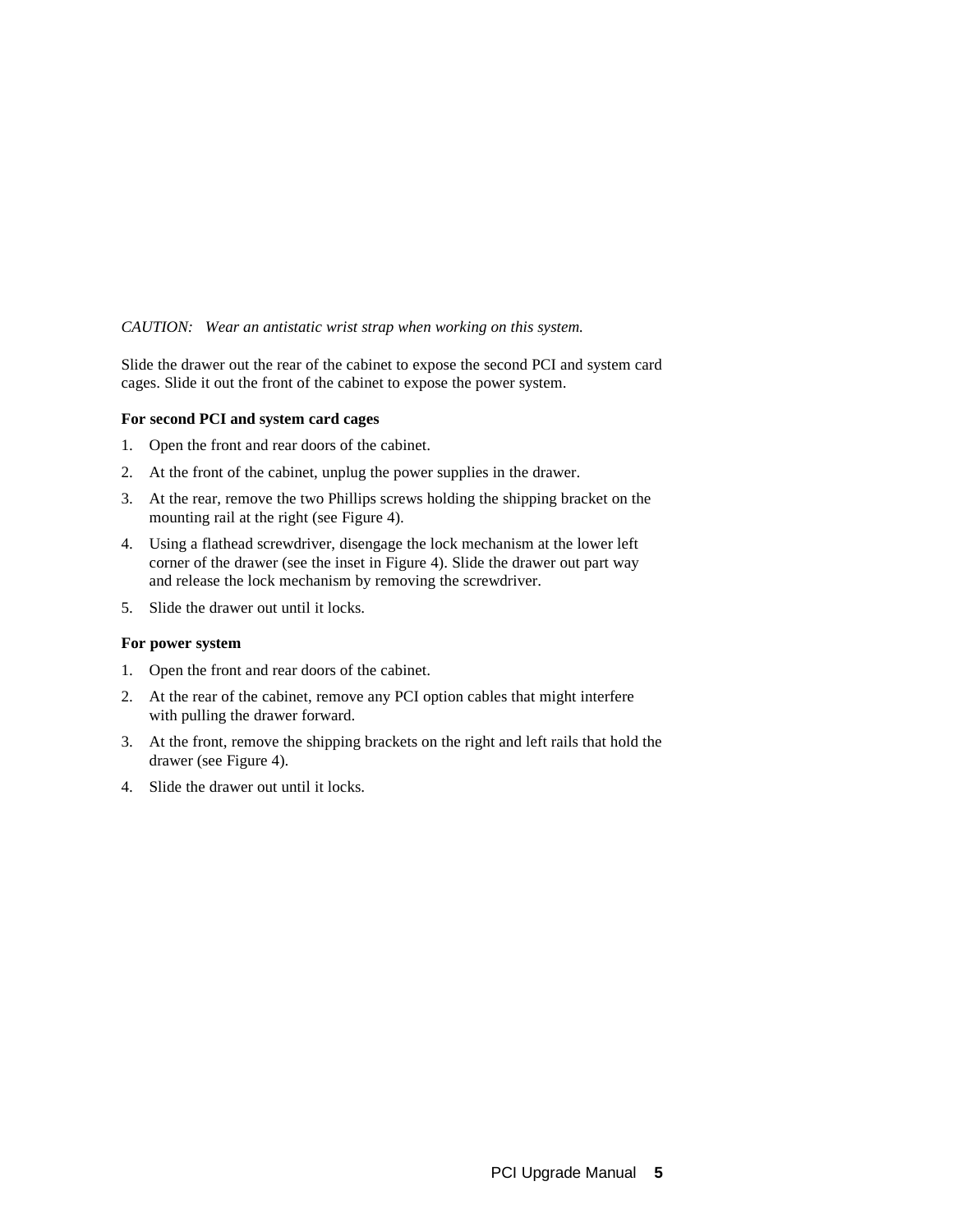*CAUTION: Wear an antistatic wrist strap when working on this system.*

Slide the drawer out the rear of the cabinet to expose the second PCI and system card cages. Slide it out the front of the cabinet to expose the power system.

**For second PCI and system card cages**

1. Open the front and rear doors of the cabinet.
2. At the front of the cabinet, unplug the power supplies in the drawer.
3. At the rear, remove the two Phillips screws holding the shipping bracket on the mounting rail at the right (see Figure 4).
4. Using a flathead screwdriver, disengage the lock mechanism at the lower left corner of the drawer (see the inset in Figure 4). Slide the drawer out part way and release the lock mechanism by removing the screwdriver.
5. Slide the drawer out until it locks.

**For power system**

1. Open the front and rear doors of the cabinet.
2. At the rear of the cabinet, remove any PCI option cables that might interfere with pulling the drawer forward.
3. At the front, remove the shipping brackets on the right and left rails that hold the drawer (see Figure 4).
4. Slide the drawer out until it locks.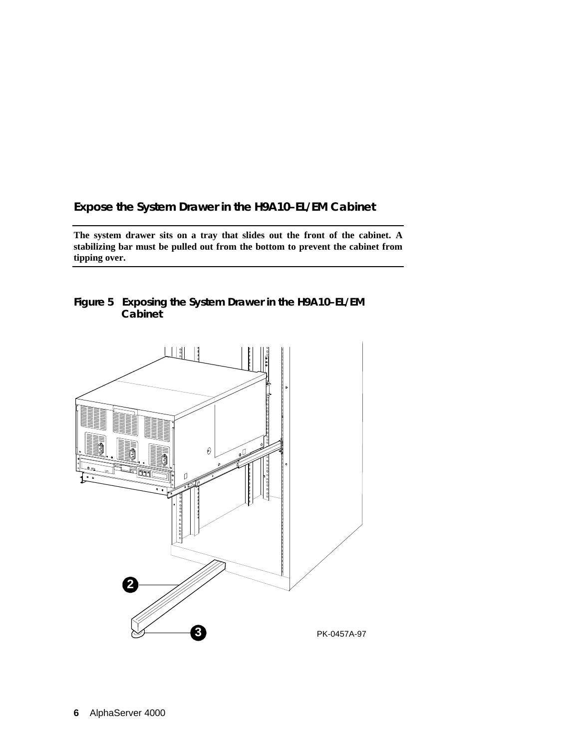## Expose the System Drawer in the H9A10–EL/EM Cabinet

**The system drawer sits on a tray that slides out the front of the cabinet. A stabilizing bar must be pulled out from the bottom to prevent the cabinet from tipping over.**

**Figure 5 Exposing the System Drawer in the H9A10–EL/EM Cabinet**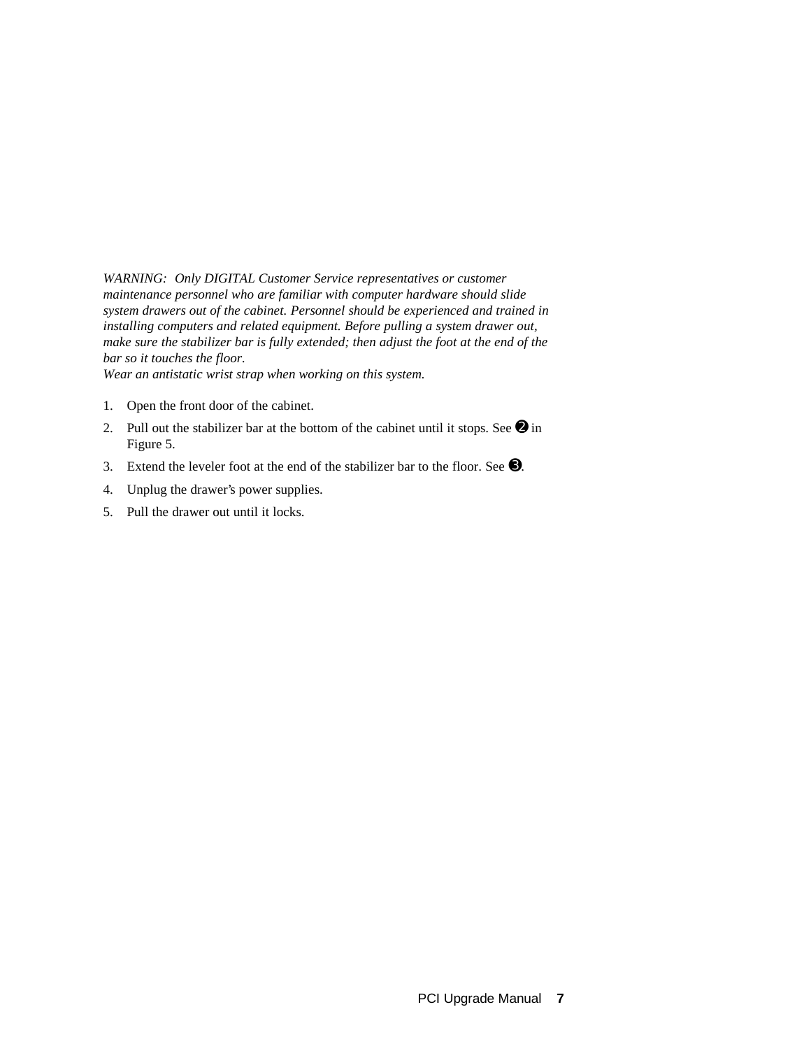*WARNING: Only DIGITAL Customer Service representatives or customer maintenance personnel who are familiar with computer hardware should slide system drawers out of the cabinet. Personnel should be experienced and trained in installing computers and related equipment. Before pulling a system drawer out, make sure the stabilizer bar is fully extended; then adjust the foot at the end of the bar so it touches the floor.*
*Wear an antistatic wrist strap when working on this system.*

1. Open the front door of the cabinet.
2. Pull out the stabilizer bar at the bottom of the cabinet until it stops. See ❷ in Figure 5.
3. Extend the leveler foot at the end of the stabilizer bar to the floor. See ❸.
4. Unplug the drawer's power supplies.
5. Pull the drawer out until it locks.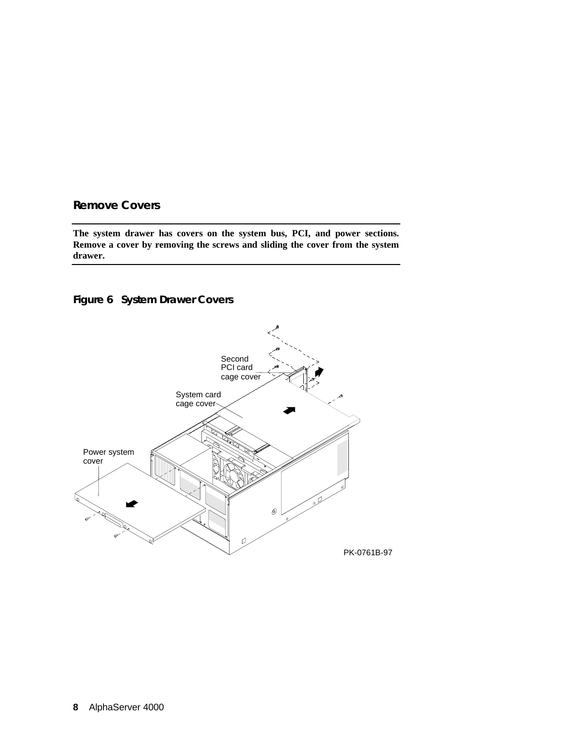## Remove Covers

**The system drawer has covers on the system bus, PCI, and power sections. Remove a cover by removing the screws and sliding the cover from the system drawer.**

### Figure 6 System Drawer Covers

Second PCI card cage cover

System card cage cover

Power system cover

PK-0761B-97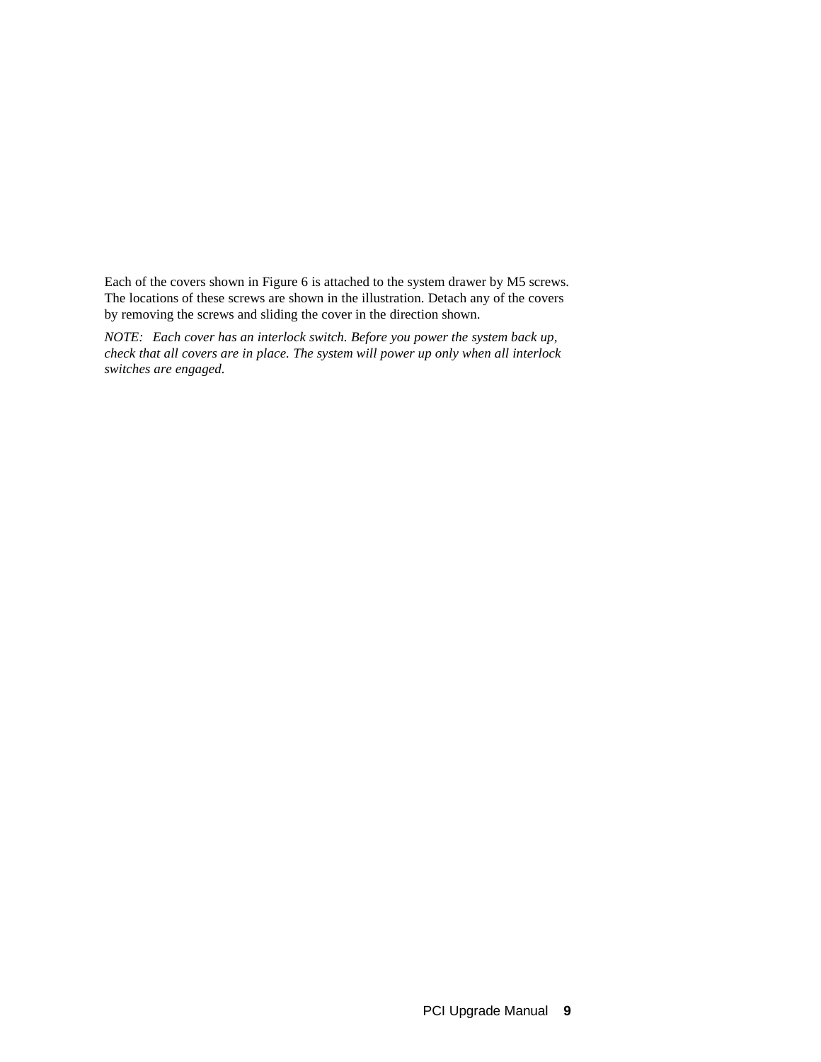Each of the covers shown in Figure 6 is attached to the system drawer by M5 screws. The locations of these screws are shown in the illustration. Detach any of the covers by removing the screws and sliding the cover in the direction shown.

*NOTE: Each cover has an interlock switch. Before you power the system back up, check that all covers are in place. The system will power up only when all interlock switches are engaged.*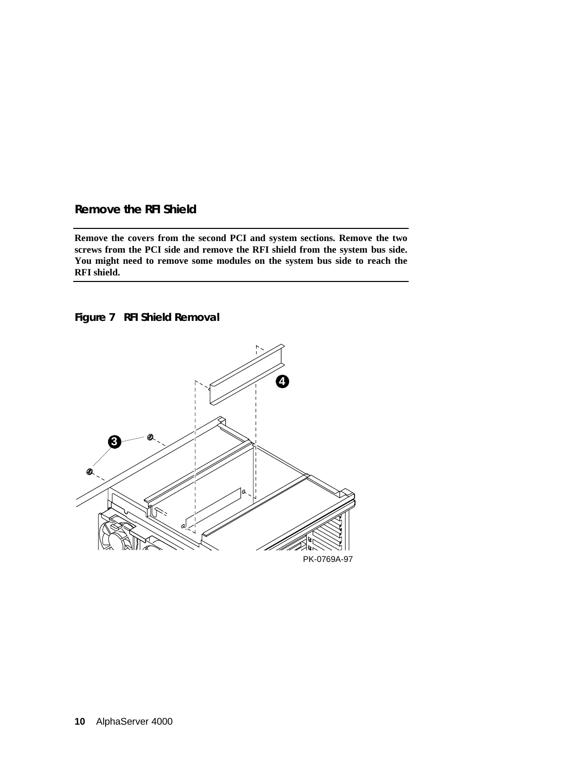## Remove the RFI Shield

**Remove the covers from the second PCI and system sections. Remove the two screws from the PCI side and remove the RFI shield from the system bus side. You might need to remove some modules on the system bus side to reach the RFI shield.**

### Figure 7 RFI Shield Removal

PK-0769A-97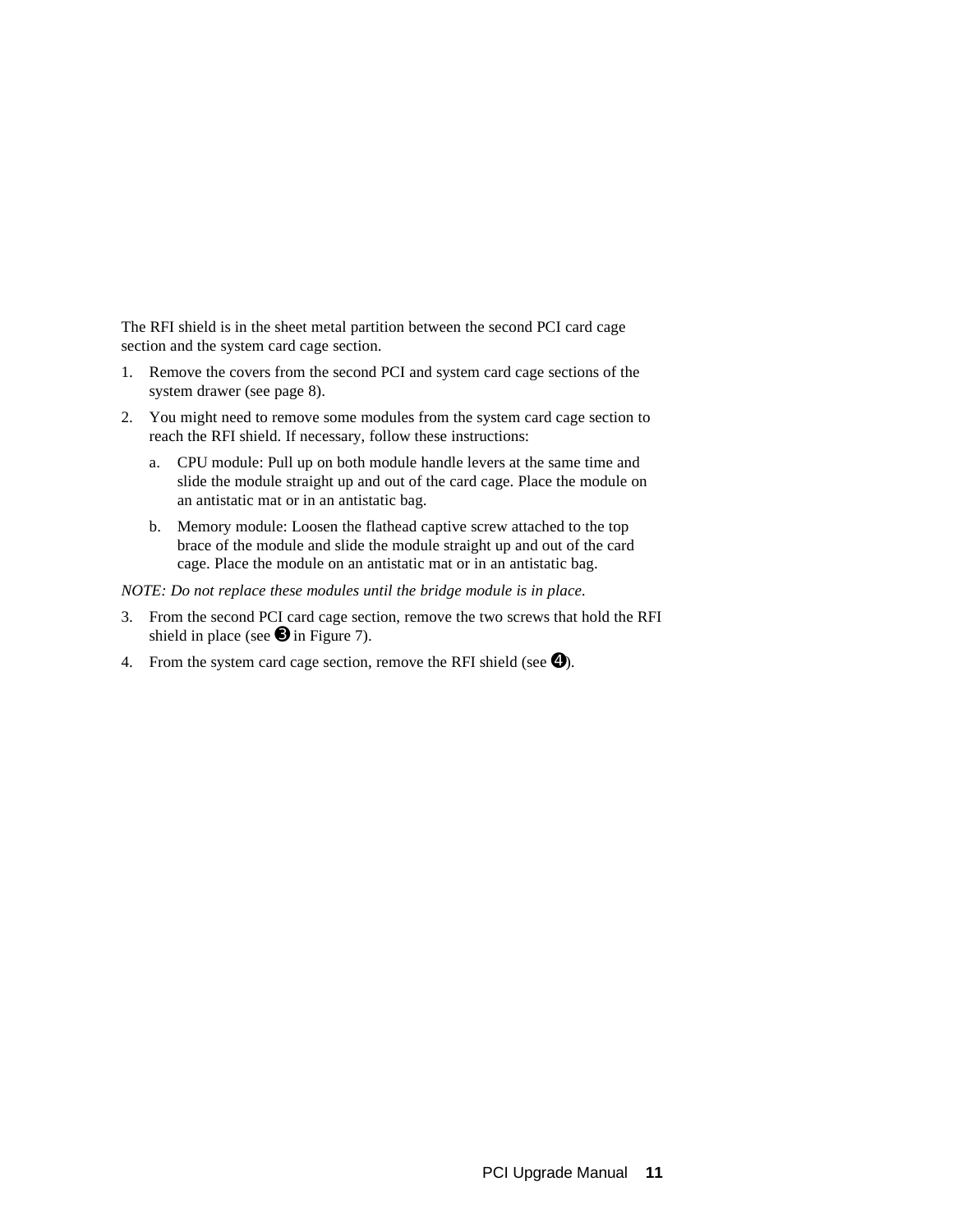The RFI shield is in the sheet metal partition between the second PCI card cage section and the system card cage section.

1. Remove the covers from the second PCI and system card cage sections of the system drawer (see page 8).
2. You might need to remove some modules from the system card cage section to reach the RFI shield. If necessary, follow these instructions:
   a. CPU module: Pull up on both module handle levers at the same time and slide the module straight up and out of the card cage. Place the module on an antistatic mat or in an antistatic bag.
   b. Memory module: Loosen the flathead captive screw attached to the top brace of the module and slide the module straight up and out of the card cage. Place the module on an antistatic mat or in an antistatic bag.

*NOTE: Do not replace these modules until the bridge module is in place.*

3. From the second PCI card cage section, remove the two screws that hold the RFI shield in place (see ❸ in Figure 7).
4. From the system card cage section, remove the RFI shield (see ❹).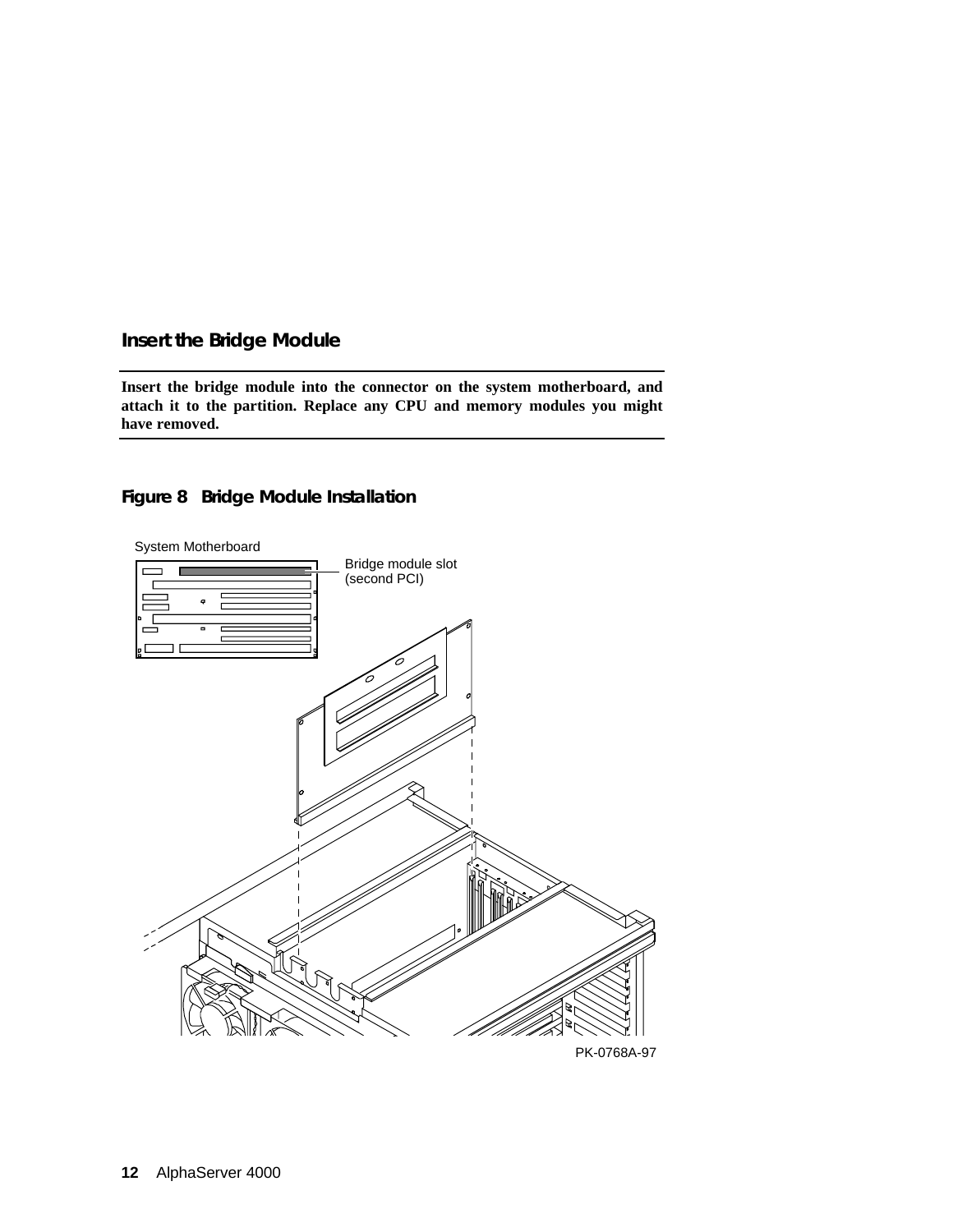## Insert the Bridge Module

**Insert the bridge module into the connector on the system motherboard, and attach it to the partition. Replace any CPU and memory modules you might have removed.**

### Figure 8 Bridge Module Installation

System Motherboard

Bridge module slot (second PCI)

PK-0768A-97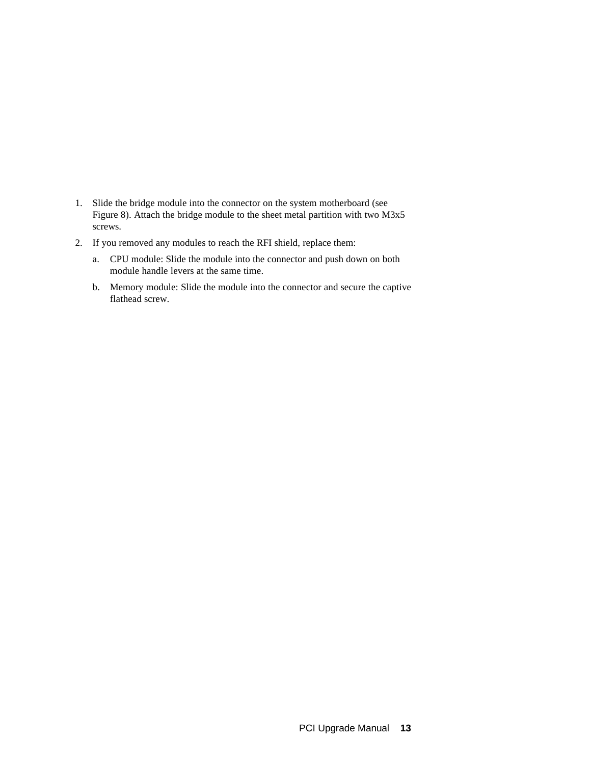1. Slide the bridge module into the connector on the system motherboard (see Figure 8). Attach the bridge module to the sheet metal partition with two M3x5 screws.
2. If you removed any modules to reach the RFI shield, replace them:
   a. CPU module: Slide the module into the connector and push down on both module handle levers at the same time.
   b. Memory module: Slide the module into the connector and secure the captive flathead screw.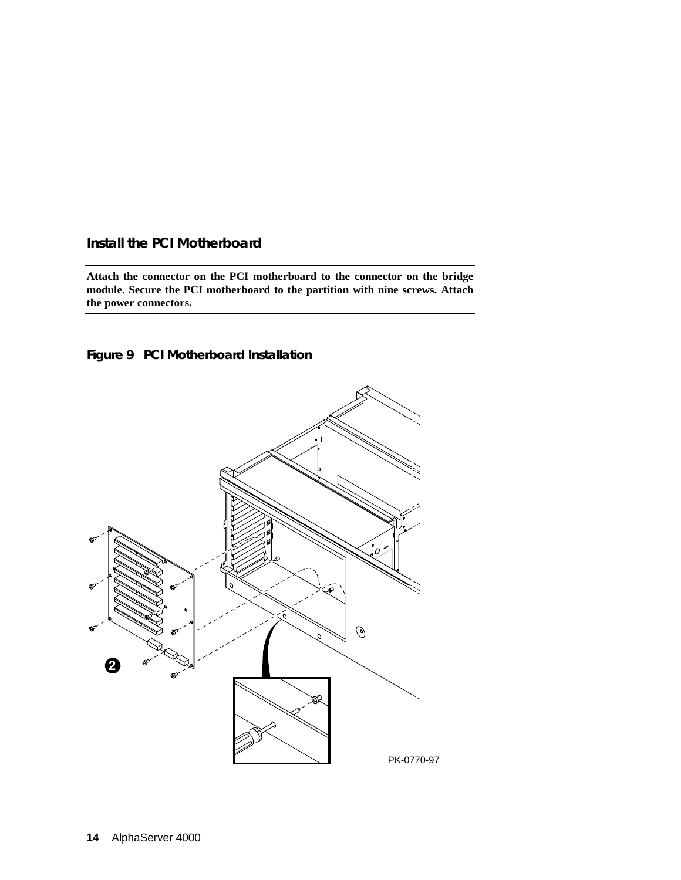## Install the PCI Motherboard

**Attach the connector on the PCI motherboard to the connector on the bridge module. Secure the PCI motherboard to the partition with nine screws. Attach the power connectors.**

### Figure 9 PCI Motherboard Installation

PK-0770-97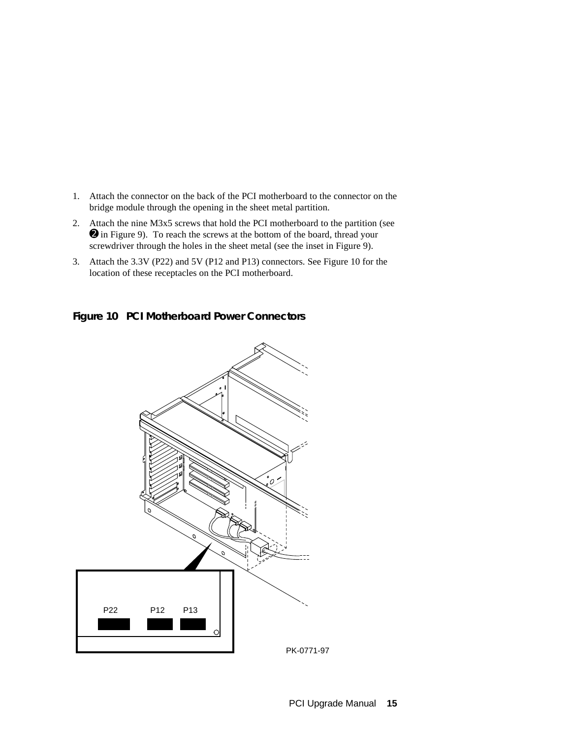1. Attach the connector on the back of the PCI motherboard to the connector on the bridge module through the opening in the sheet metal partition.
2. Attach the nine M3x5 screws that hold the PCI motherboard to the partition (see ❷ in Figure 9). To reach the screws at the bottom of the board, thread your screwdriver through the holes in the sheet metal (see the inset in Figure 9).
3. Attach the 3.3V (P22) and 5V (P12 and P13) connectors. See Figure 10 for the location of these receptacles on the PCI motherboard.

**Figure 10 PCI Motherboard Power Connectors**

P22 P12 P13

PK-0771-97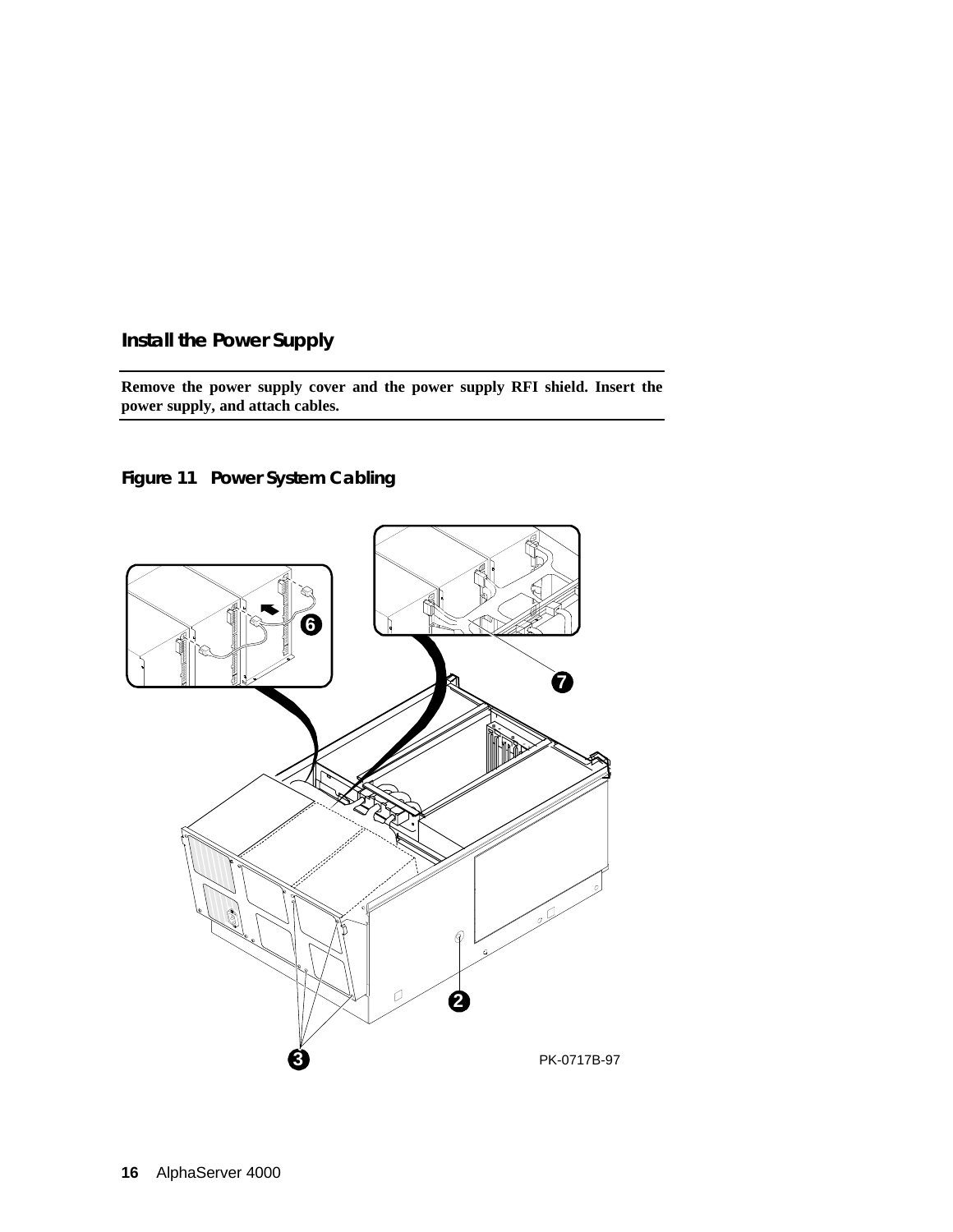## Install the Power Supply

**Remove the power supply cover and the power supply RFI shield. Insert the power supply, and attach cables.**

**Figure 11 Power System Cabling**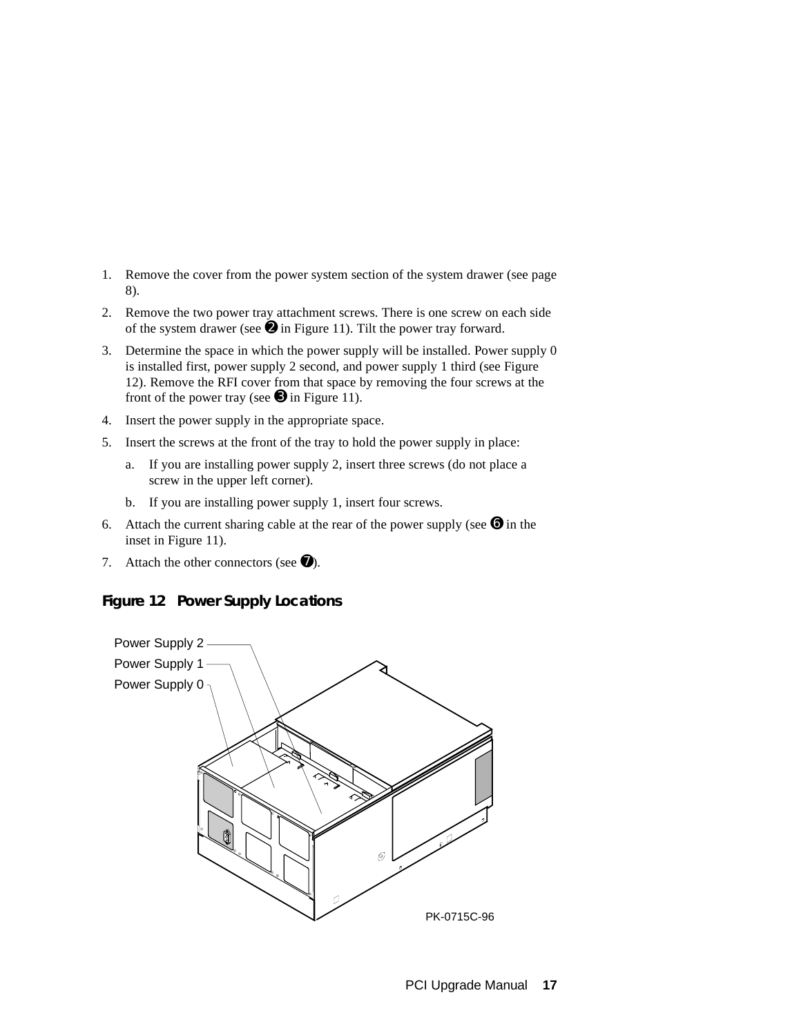1. Remove the cover from the power system section of the system drawer (see page 8).
2. Remove the two power tray attachment screws. There is one screw on each side of the system drawer (see ❷ in Figure 11). Tilt the power tray forward.
3. Determine the space in which the power supply will be installed. Power supply 0 is installed first, power supply 2 second, and power supply 1 third (see Figure 12). Remove the RFI cover from that space by removing the four screws at the front of the power tray (see ❸ in Figure 11).
4. Insert the power supply in the appropriate space.
5. Insert the screws at the front of the tray to hold the power supply in place:
   a. If you are installing power supply 2, insert three screws (do not place a screw in the upper left corner).
   b. If you are installing power supply 1, insert four screws.
6. Attach the current sharing cable at the rear of the power supply (see ❻ in the inset in Figure 11).
7. Attach the other connectors (see ❼).

### Figure 12 Power Supply Locations

Power Supply 2
Power Supply 1
Power Supply 0

PK-0715C-96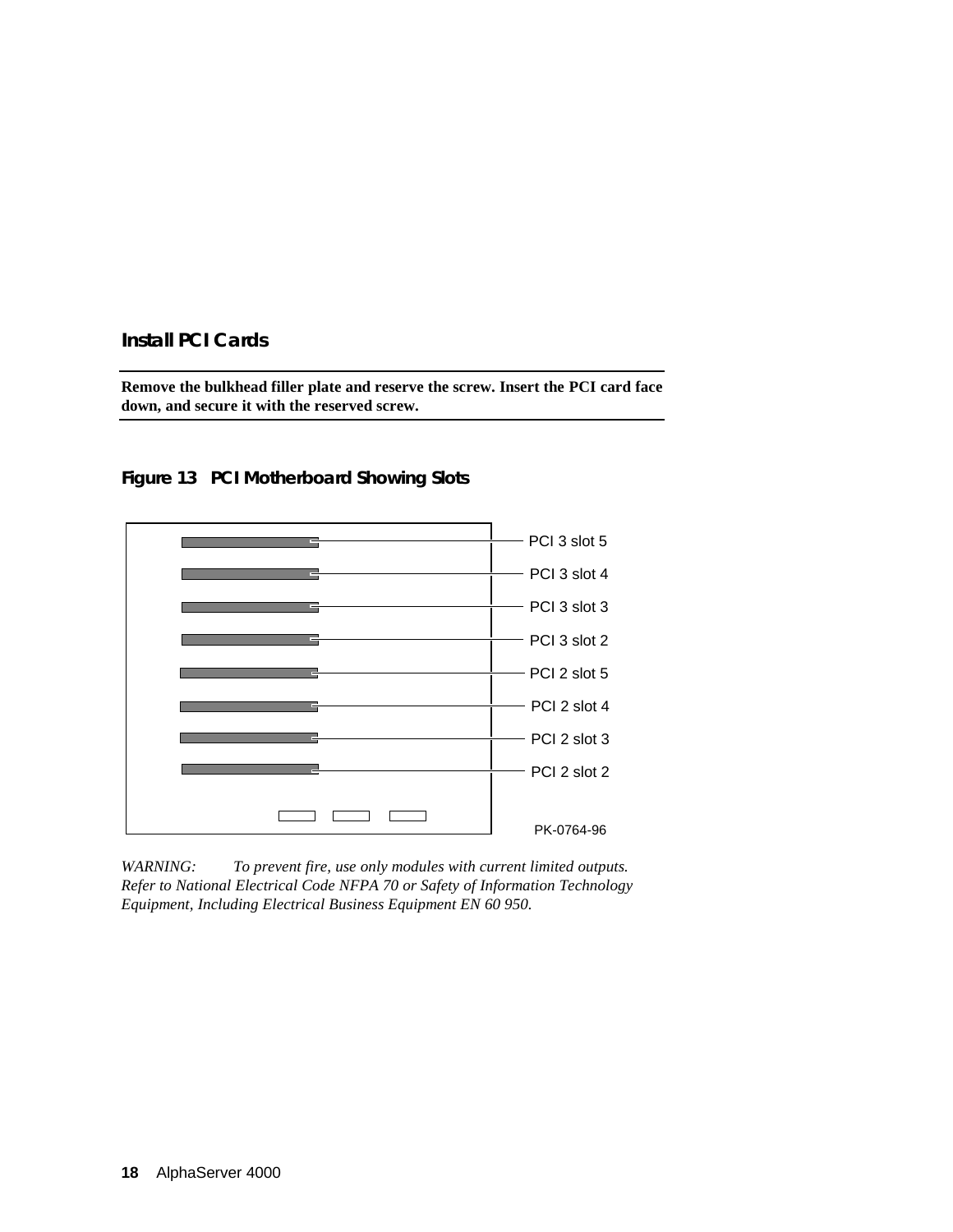### Install PCI Cards

**Remove the bulkhead filler plate and reserve the screw. Insert the PCI card face down, and secure it with the reserved screw.**

#### Figure 13 PCI Motherboard Showing Slots

PCI 3 slot 5
PCI 3 slot 4
PCI 3 slot 3
PCI 3 slot 2
PCI 2 slot 5
PCI 2 slot 4
PCI 2 slot 3
PCI 2 slot 2

PK-0764-96

*WARNING: To prevent fire, use only modules with current limited outputs. Refer to National Electrical Code NFPA 70 or Safety of Information Technology Equipment, Including Electrical Business Equipment EN 60 950.*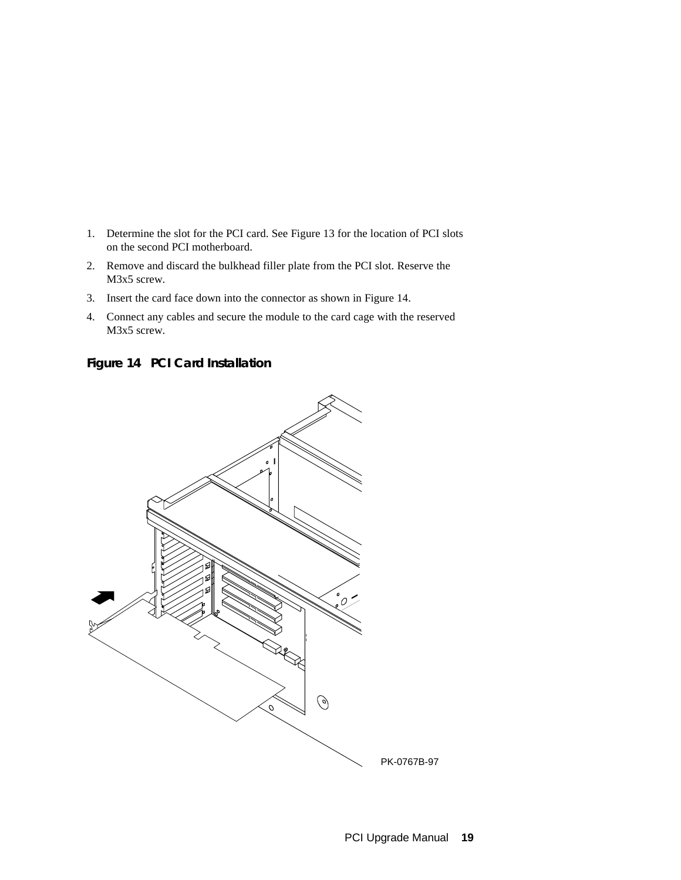1. Determine the slot for the PCI card. See Figure 13 for the location of PCI slots on the second PCI motherboard.
2. Remove and discard the bulkhead filler plate from the PCI slot. Reserve the M3x5 screw.
3. Insert the card face down into the connector as shown in Figure 14.
4. Connect any cables and secure the module to the card cage with the reserved M3x5 screw.

**Figure 14 PCI Card Installation**

PK-0767B-97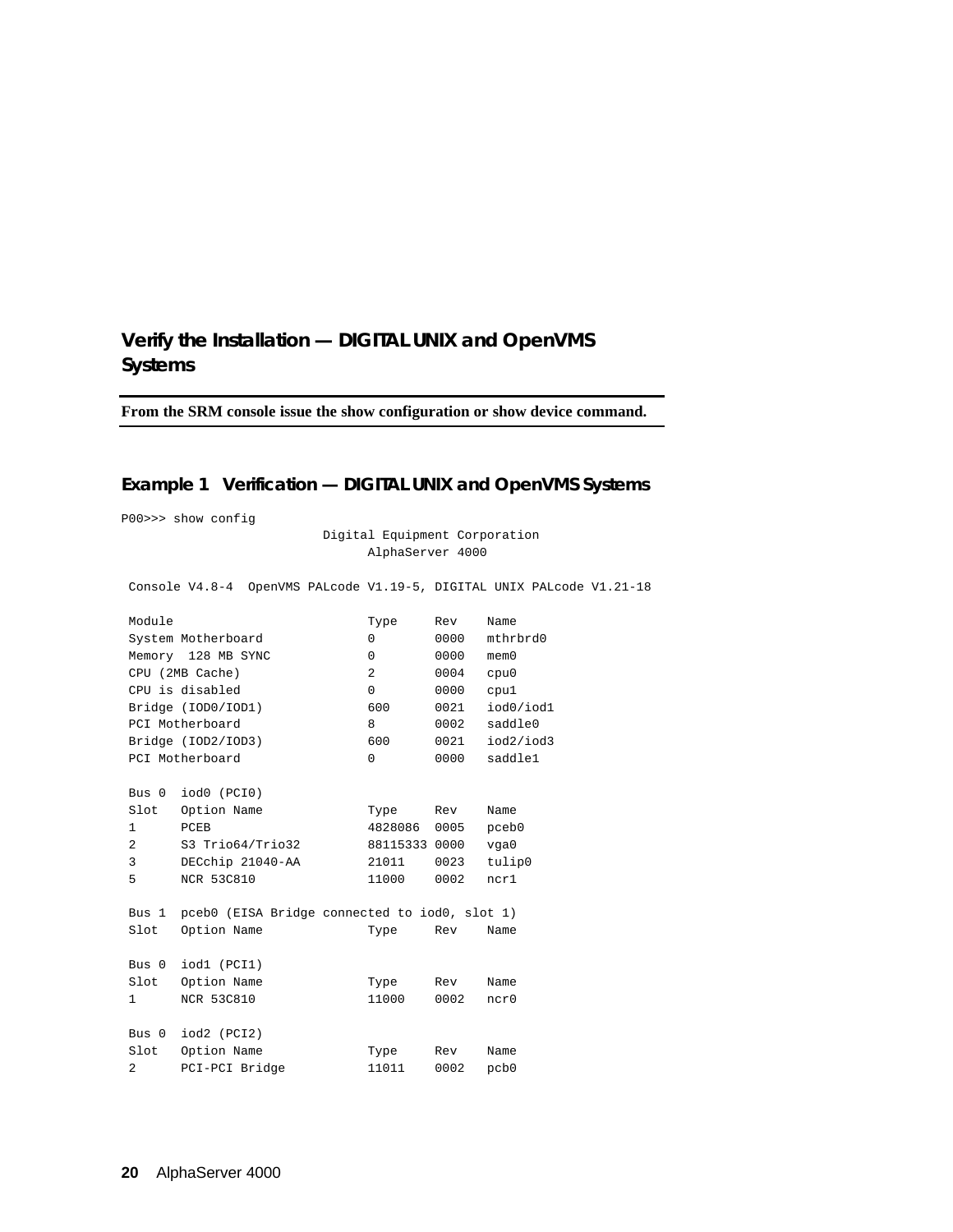## Verify the Installation — DIGITAL UNIX and OpenVMS Systems

**From the SRM console issue the show configuration or show device command.**

### Example 1 Verification — DIGITAL UNIX and OpenVMS Systems

```
P00>>> show config
                           Digital Equipment Corporation
                                 AlphaServer 4000

 Console V4.8-4  OpenVMS PALcode V1.19-5, DIGITAL UNIX PALcode V1.21-18

 Module                        Type     Rev    Name
 System Motherboard            0        0000   mthrbrd0
 Memory  128 MB SYNC           0        0000   mem0
 CPU (2MB Cache)               2        0004   cpu0
 CPU is disabled               0        0000   cpu1
 Bridge (IOD0/IOD1)            600      0021   iod0/iod1
 PCI Motherboard               8        0002   saddle0
 Bridge (IOD2/IOD3)            600      0021   iod2/iod3
 PCI Motherboard               0        0000   saddle1

 Bus 0  iod0 (PCI0)
 Slot   Option Name            Type     Rev    Name
 1      PCEB                   4828086  0005   pceb0
 2      S3 Trio64/Trio32       88115333 0000   vga0
 3      DECchip 21040-AA       21011    0023   tulip0
 5      NCR 53C810             11000    0002   ncr1

 Bus 1  pceb0 (EISA Bridge connected to iod0, slot 1)
 Slot   Option Name            Type     Rev    Name

 Bus 0  iod1 (PCI1)
 Slot   Option Name            Type     Rev    Name
 1      NCR 53C810             11000    0002   ncr0

 Bus 0  iod2 (PCI2)
 Slot   Option Name            Type     Rev    Name
 2      PCI-PCI Bridge         11011    0002   pcb0
```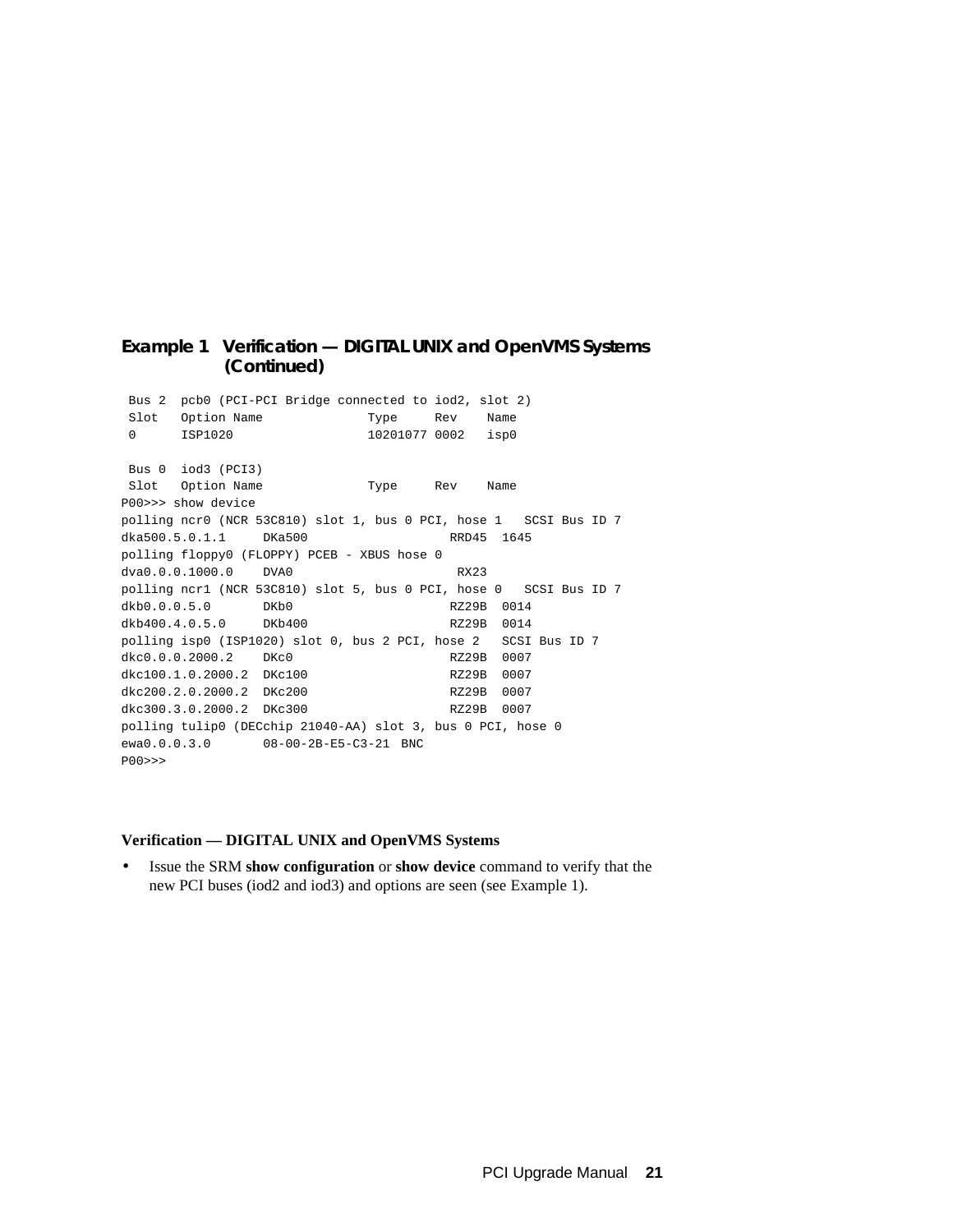**Example 1 Verification — DIGITAL UNIX and OpenVMS Systems (Continued)**

```
 Bus 2  pcb0 (PCI-PCI Bridge connected to iod2, slot 2)
 Slot   Option Name              Type     Rev    Name
 0      ISP1020                  10201077 0002   isp0

 Bus 0  iod3 (PCI3)
 Slot   Option Name              Type     Rev    Name
P00>>> show device
polling ncr0 (NCR 53C810) slot 1, bus 0 PCI, hose 1   SCSI Bus ID 7
dka500.5.0.1.1     DKa500                   RRD45  1645
polling floppy0 (FLOPPY) PCEB - XBUS hose 0
dva0.0.0.1000.0    DVA0                      RX23
polling ncr1 (NCR 53C810) slot 5, bus 0 PCI, hose 0   SCSI Bus ID 7
dkb0.0.0.5.0       DKb0                     RZ29B  0014
dkb400.4.0.5.0     DKb400                   RZ29B  0014
polling isp0 (ISP1020) slot 0, bus 2 PCI, hose 2   SCSI Bus ID 7
dkc0.0.0.2000.2    DKc0                     RZ29B  0007
dkc100.1.0.2000.2  DKc100                   RZ29B  0007
dkc200.2.0.2000.2  DKc200                   RZ29B  0007
dkc300.3.0.2000.2  DKc300                   RZ29B  0007
polling tulip0 (DECchip 21040-AA) slot 3, bus 0 PCI, hose 0
ewa0.0.0.3.0       08-00-2B-E5-C3-21  BNC
P00>>>
```

**Verification — DIGITAL UNIX and OpenVMS Systems**

- Issue the SRM **show configuration** or **show device** command to verify that the new PCI buses (iod2 and iod3) and options are seen (see Example 1).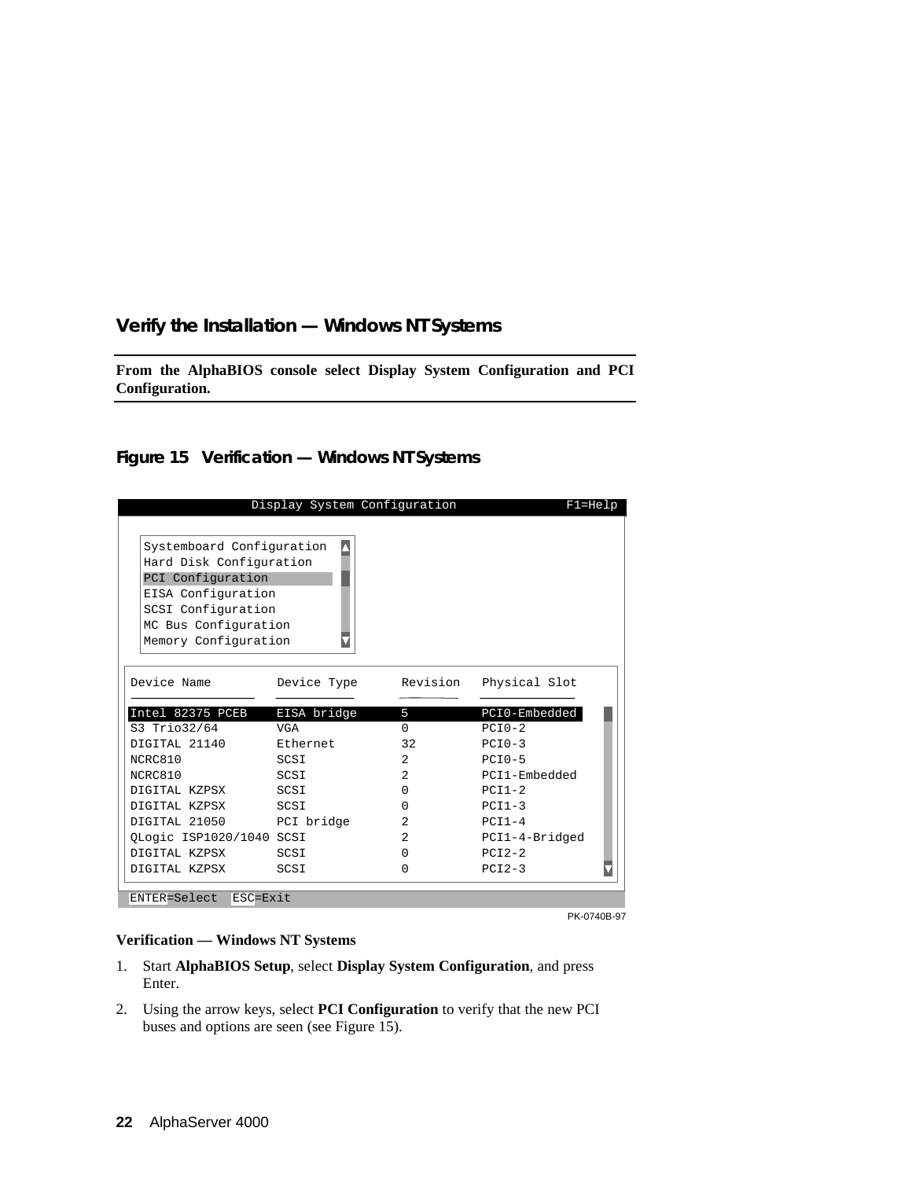## Verify the Installation — Windows NT Systems

**From the AlphaBIOS console select Display System Configuration and PCI Configuration.**

### Figure 15 Verification — Windows NT Systems

```
Display System Configuration                    F1=Help

  Systemboard Configuration
  Hard Disk Configuration
  PCI Configuration
  EISA Configuration
  SCSI Configuration
  MC Bus Configuration
  Memory Configuration

 Device Name          Device Type     Revision   Physical Slot

 Intel 82375 PCEB     EISA bridge     5          PCI0-Embedded
 S3 Trio32/64         VGA             0          PCI0-2
 DIGITAL 21140        Ethernet        32         PCI0-3
 NCRC810              SCSI            2          PCI0-5
 NCRC810              SCSI            2          PCI1-Embedded
 DIGITAL KZPSX        SCSI            0          PCI1-2
 DIGITAL KZPSX        SCSI            0          PCI1-3
 DIGITAL 21050        PCI bridge      2          PCI1-4
 QLogic ISP1020/1040  SCSI            2          PCI1-4-Bridged
 DIGITAL KZPSX        SCSI            0          PCI2-2
 DIGITAL KZPSX        SCSI            0          PCI2-3

 ENTER=Select  ESC=Exit
```

PK-0740B-97

**Verification — Windows NT Systems**

1. Start **AlphaBIOS Setup**, select **Display System Configuration**, and press Enter.
2. Using the arrow keys, select **PCI Configuration** to verify that the new PCI buses and options are seen (see Figure 15).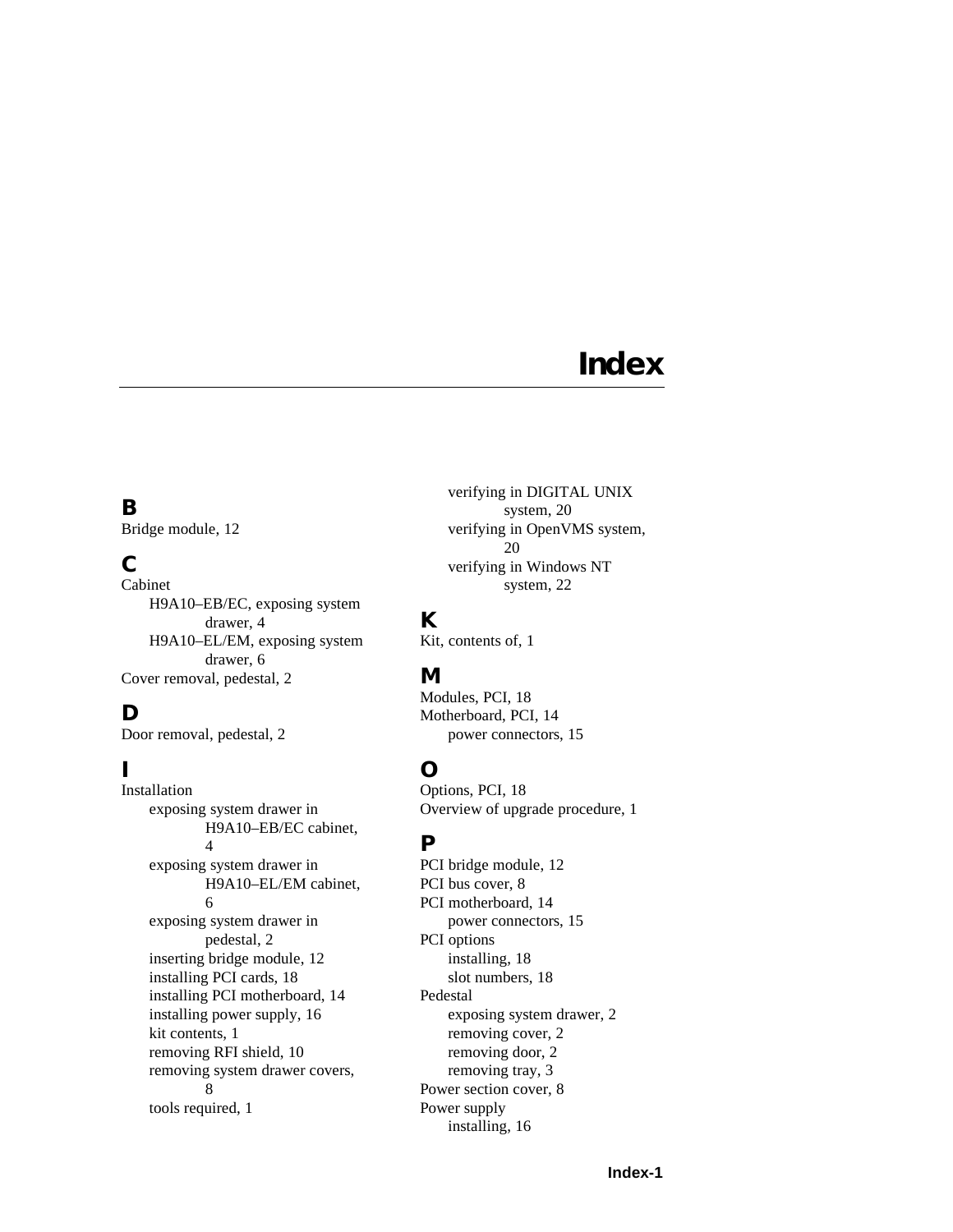# Index

## B

Bridge module, 12

## C

Cabinet
- H9A10–EB/EC, exposing system drawer, 4
- H9A10–EL/EM, exposing system drawer, 6

Cover removal, pedestal, 2

## D

Door removal, pedestal, 2

## I

Installation
- exposing system drawer in H9A10–EB/EC cabinet, 4
- exposing system drawer in H9A10–EL/EM cabinet, 6
- exposing system drawer in pedestal, 2
- inserting bridge module, 12
- installing PCI cards, 18
- installing PCI motherboard, 14
- installing power supply, 16
- kit contents, 1
- removing RFI shield, 10
- removing system drawer covers, 8
- tools required, 1
- verifying in DIGITAL UNIX system, 20
- verifying in OpenVMS system, 20
- verifying in Windows NT system, 22

## K

Kit, contents of, 1

## M

Modules, PCI, 18

Motherboard, PCI, 14
- power connectors, 15

## O

Options, PCI, 18

Overview of upgrade procedure, 1

## P

PCI bridge module, 12

PCI bus cover, 8

PCI motherboard, 14
- power connectors, 15

PCI options
- installing, 18
- slot numbers, 18

Pedestal
- exposing system drawer, 2
- removing cover, 2
- removing door, 2
- removing tray, 3

Power section cover, 8

Power supply
- installing, 16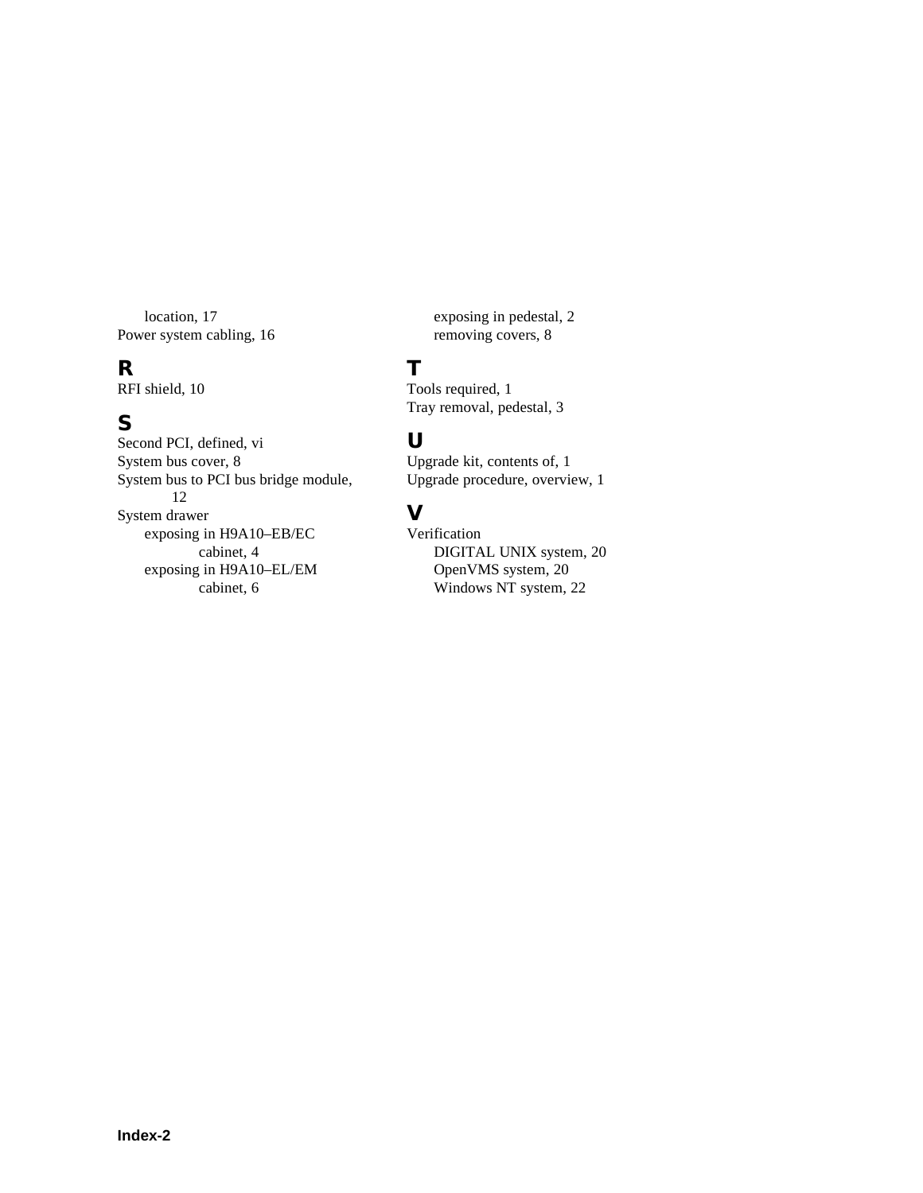location, 17
Power system cabling, 16

## R

RFI shield, 10

## S

Second PCI, defined, vi
System bus cover, 8
System bus to PCI bus bridge module, 12
System drawer
  exposing in H9A10–EB/EC cabinet, 4
  exposing in H9A10–EL/EM cabinet, 6
  exposing in pedestal, 2
  removing covers, 8

## T

Tools required, 1
Tray removal, pedestal, 3

## U

Upgrade kit, contents of, 1
Upgrade procedure, overview, 1

## V

Verification
  DIGITAL UNIX system, 20
  OpenVMS system, 20
  Windows NT system, 22